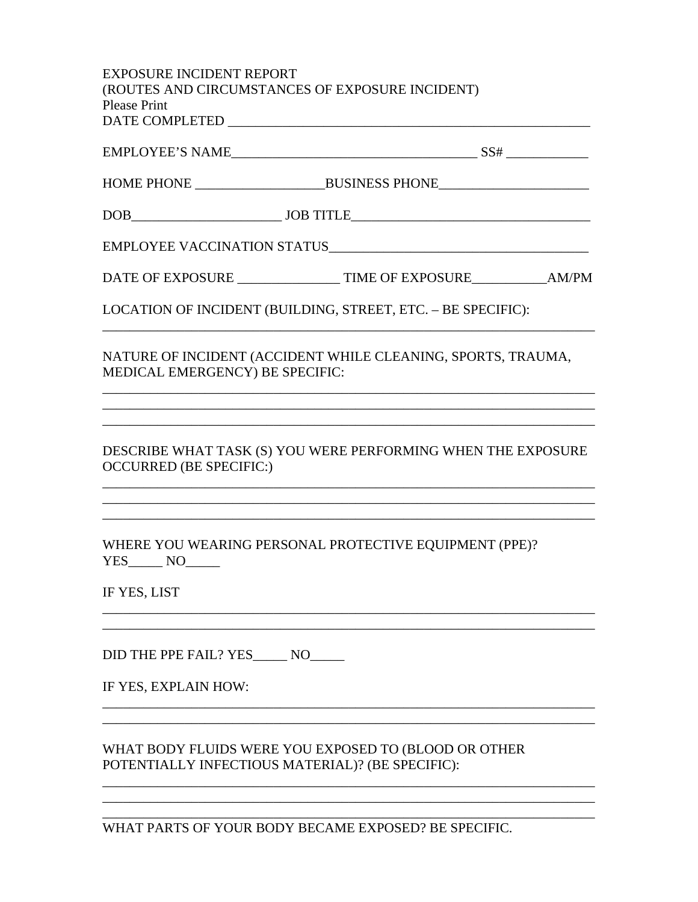EXPOSURE INCIDENT REPORT
(ROUTES AND CIRCUMSTANCES OF EXPOSURE INCIDENT)
Please Print

DATE COMPLETED _______________________________________________________

EMPLOYEE'S NAME____________________________________ SS# ____________

HOME PHONE __________________BUSINESS PHONE_____________________

DOB_____________________ JOB TITLE___________________________________

EMPLOYEE VACCINATION STATUS_____________________________________

DATE OF EXPOSURE ______________ TIME OF EXPOSURE__________AM/PM

LOCATION OF INCIDENT (BUILDING, STREET, ETC. – BE SPECIFIC):

________________________________________________________________________

NATURE OF INCIDENT (ACCIDENT WHILE CLEANING, SPORTS, TRAUMA, MEDICAL EMERGENCY) BE SPECIFIC:

________________________________________________________________________
________________________________________________________________________
________________________________________________________________________

DESCRIBE WHAT TASK (S) YOU WERE PERFORMING WHEN THE EXPOSURE OCCURRED (BE SPECIFIC:)

________________________________________________________________________
________________________________________________________________________
________________________________________________________________________

WHERE YOU WEARING PERSONAL PROTECTIVE EQUIPMENT (PPE)?
YES_____ NO_____

IF YES, LIST

________________________________________________________________________
________________________________________________________________________

DID THE PPE FAIL? YES_____ NO_____

IF YES, EXPLAIN HOW:

________________________________________________________________________
________________________________________________________________________

WHAT BODY FLUIDS WERE YOU EXPOSED TO (BLOOD OR OTHER POTENTIALLY INFECTIOUS MATERIAL)? (BE SPECIFIC):

________________________________________________________________________
________________________________________________________________________
________________________________________________________________________

WHAT PARTS OF YOUR BODY BECAME EXPOSED? BE SPECIFIC.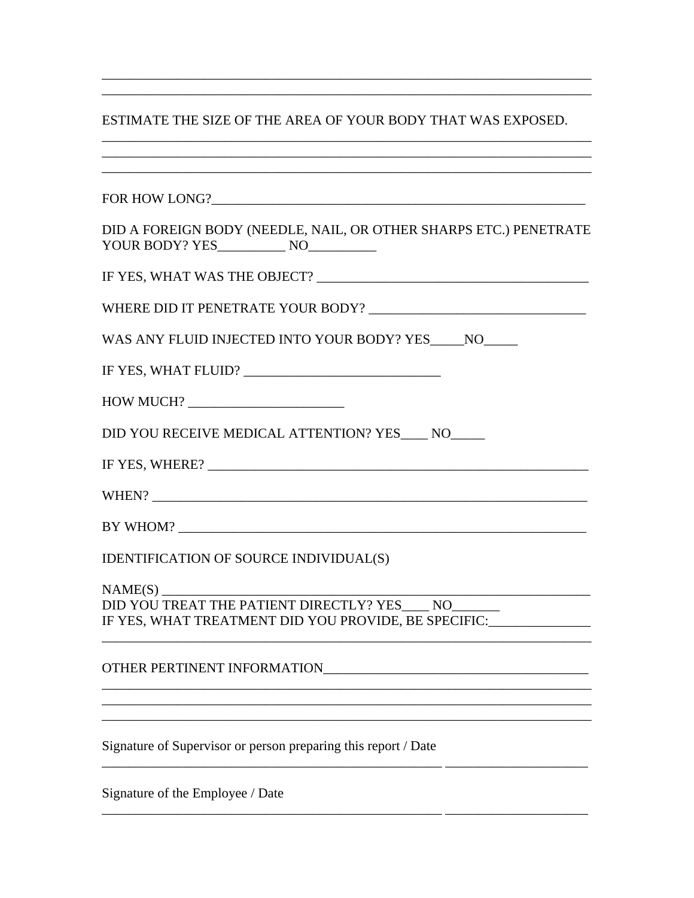\_\_\_\_\_\_\_\_\_\_\_\_\_\_\_\_\_\_\_\_\_\_\_\_\_\_\_\_\_\_\_\_\_\_\_\_\_\_\_\_\_\_\_\_\_\_\_\_\_\_\_\_\_\_\_\_\_\_\_\_\_\_\_\_\_\_\_\_\_\_
\_\_\_\_\_\_\_\_\_\_\_\_\_\_\_\_\_\_\_\_\_\_\_\_\_\_\_\_\_\_\_\_\_\_\_\_\_\_\_\_\_\_\_\_\_\_\_\_\_\_\_\_\_\_\_\_\_\_\_\_\_\_\_\_\_\_\_\_\_\_

ESTIMATE THE SIZE OF THE AREA OF YOUR BODY THAT WAS EXPOSED.
\_\_\_\_\_\_\_\_\_\_\_\_\_\_\_\_\_\_\_\_\_\_\_\_\_\_\_\_\_\_\_\_\_\_\_\_\_\_\_\_\_\_\_\_\_\_\_\_\_\_\_\_\_\_\_\_\_\_\_\_\_\_\_\_\_\_\_\_\_\_
\_\_\_\_\_\_\_\_\_\_\_\_\_\_\_\_\_\_\_\_\_\_\_\_\_\_\_\_\_\_\_\_\_\_\_\_\_\_\_\_\_\_\_\_\_\_\_\_\_\_\_\_\_\_\_\_\_\_\_\_\_\_\_\_\_\_\_\_\_\_
\_\_\_\_\_\_\_\_\_\_\_\_\_\_\_\_\_\_\_\_\_\_\_\_\_\_\_\_\_\_\_\_\_\_\_\_\_\_\_\_\_\_\_\_\_\_\_\_\_\_\_\_\_\_\_\_\_\_\_\_\_\_\_\_\_\_\_\_\_\_

FOR HOW LONG?\_\_\_\_\_\_\_\_\_\_\_\_\_\_\_\_\_\_\_\_\_\_\_\_\_\_\_\_\_\_\_\_\_\_\_\_\_\_\_\_\_\_\_\_\_\_\_\_\_\_\_\_\_\_\_

DID A FOREIGN BODY (NEEDLE, NAIL, OR OTHER SHARPS ETC.) PENETRATE YOUR BODY? YES\_\_\_\_\_\_\_\_\_\_ NO\_\_\_\_\_\_\_\_\_\_

IF YES, WHAT WAS THE OBJECT? \_\_\_\_\_\_\_\_\_\_\_\_\_\_\_\_\_\_\_\_\_\_\_\_\_\_\_\_\_\_\_\_\_\_\_\_\_\_\_\_

WHERE DID IT PENETRATE YOUR BODY? \_\_\_\_\_\_\_\_\_\_\_\_\_\_\_\_\_\_\_\_\_\_\_\_\_\_\_\_\_\_\_\_\_

WAS ANY FLUID INJECTED INTO YOUR BODY? YES\_\_\_\_\_NO\_\_\_\_\_

IF YES, WHAT FLUID? \_\_\_\_\_\_\_\_\_\_\_\_\_\_\_\_\_\_\_\_\_\_\_\_\_\_\_\_\_

HOW MUCH? \_\_\_\_\_\_\_\_\_\_\_\_\_\_\_\_\_\_\_\_\_\_\_\_

DID YOU RECEIVE MEDICAL ATTENTION? YES\_\_\_\_ NO\_\_\_\_\_

IF YES, WHERE? \_\_\_\_\_\_\_\_\_\_\_\_\_\_\_\_\_\_\_\_\_\_\_\_\_\_\_\_\_\_\_\_\_\_\_\_\_\_\_\_\_\_\_\_\_\_\_\_\_\_\_\_\_\_\_\_\_

WHEN? \_\_\_\_\_\_\_\_\_\_\_\_\_\_\_\_\_\_\_\_\_\_\_\_\_\_\_\_\_\_\_\_\_\_\_\_\_\_\_\_\_\_\_\_\_\_\_\_\_\_\_\_\_\_\_\_\_\_\_\_\_\_\_

BY WHOM? \_\_\_\_\_\_\_\_\_\_\_\_\_\_\_\_\_\_\_\_\_\_\_\_\_\_\_\_\_\_\_\_\_\_\_\_\_\_\_\_\_\_\_\_\_\_\_\_\_\_\_\_\_\_\_\_\_\_\_\_

IDENTIFICATION OF SOURCE INDIVIDUAL(S)

NAME(S) \_\_\_\_\_\_\_\_\_\_\_\_\_\_\_\_\_\_\_\_\_\_\_\_\_\_\_\_\_\_\_\_\_\_\_\_\_\_\_\_\_\_\_\_\_\_\_\_\_\_\_\_\_\_\_\_\_\_\_\_\_\_
DID YOU TREAT THE PATIENT DIRECTLY? YES\_\_\_\_ NO\_\_\_\_\_\_\_
IF YES, WHAT TREATMENT DID YOU PROVIDE, BE SPECIFIC:\_\_\_\_\_\_\_\_\_\_\_\_\_\_\_
\_\_\_\_\_\_\_\_\_\_\_\_\_\_\_\_\_\_\_\_\_\_\_\_\_\_\_\_\_\_\_\_\_\_\_\_\_\_\_\_\_\_\_\_\_\_\_\_\_\_\_\_\_\_\_\_\_\_\_\_\_\_\_\_\_\_\_\_\_\_

OTHER PERTINENT INFORMATION\_\_\_\_\_\_\_\_\_\_\_\_\_\_\_\_\_\_\_\_\_\_\_\_\_\_\_\_\_\_\_\_\_\_\_\_\_\_\_\_
\_\_\_\_\_\_\_\_\_\_\_\_\_\_\_\_\_\_\_\_\_\_\_\_\_\_\_\_\_\_\_\_\_\_\_\_\_\_\_\_\_\_\_\_\_\_\_\_\_\_\_\_\_\_\_\_\_\_\_\_\_\_\_\_\_\_\_\_\_\_
\_\_\_\_\_\_\_\_\_\_\_\_\_\_\_\_\_\_\_\_\_\_\_\_\_\_\_\_\_\_\_\_\_\_\_\_\_\_\_\_\_\_\_\_\_\_\_\_\_\_\_\_\_\_\_\_\_\_\_\_\_\_\_\_\_\_\_\_\_\_
\_\_\_\_\_\_\_\_\_\_\_\_\_\_\_\_\_\_\_\_\_\_\_\_\_\_\_\_\_\_\_\_\_\_\_\_\_\_\_\_\_\_\_\_\_\_\_\_\_\_\_\_\_\_\_\_\_\_\_\_\_\_\_\_\_\_\_\_\_\_

Signature of Supervisor or person preparing this report / Date
\_\_\_\_\_\_\_\_\_\_\_\_\_\_\_\_\_\_\_\_\_\_\_\_\_\_\_\_\_\_\_\_\_\_\_\_\_\_\_\_\_\_\_\_\_\_\_\_\_\_\_\_ \_\_\_\_\_\_\_\_\_\_\_\_\_\_\_\_\_\_\_\_\_\_

Signature of the Employee / Date
\_\_\_\_\_\_\_\_\_\_\_\_\_\_\_\_\_\_\_\_\_\_\_\_\_\_\_\_\_\_\_\_\_\_\_\_\_\_\_\_\_\_\_\_\_\_\_\_\_\_\_\_ \_\_\_\_\_\_\_\_\_\_\_\_\_\_\_\_\_\_\_\_\_\_